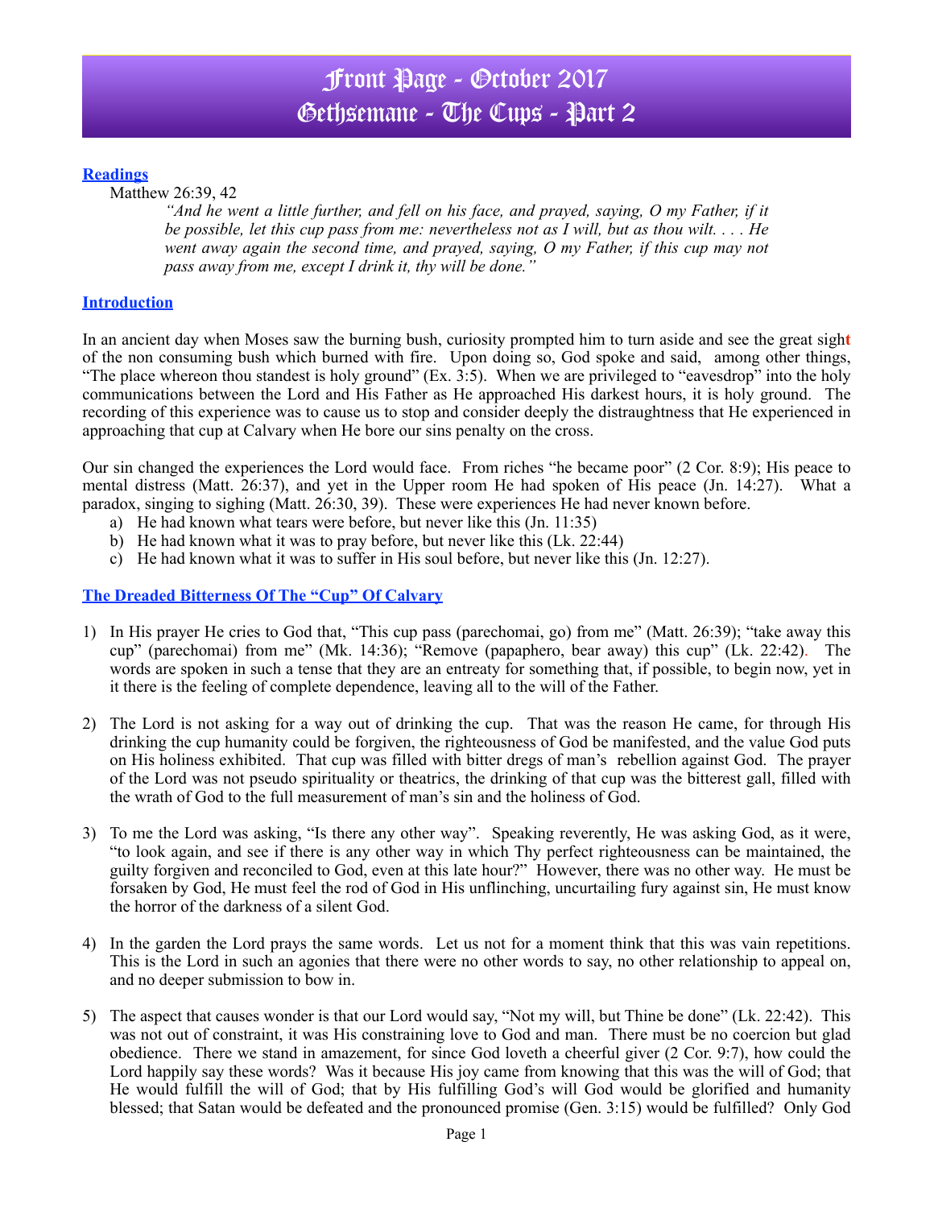# Front Page - October 2017
# Gethsemane - The Cups - Part 2

## Readings

Matthew 26:39, 42

> *"And he went a little further, and fell on his face, and prayed, saying, O my Father, if it be possible, let this cup pass from me: nevertheless not as I will, but as thou wilt. . . . He went away again the second time, and prayed, saying, O my Father, if this cup may not pass away from me, except I drink it, thy will be done."*

## Introduction

In an ancient day when Moses saw the burning bush, curiosity prompted him to turn aside and see the great sight of the non consuming bush which burned with fire. Upon doing so, God spoke and said, among other things, "The place whereon thou standest is holy ground" (Ex. 3:5). When we are privileged to "eavesdrop" into the holy communications between the Lord and His Father as He approached His darkest hours, it is holy ground. The recording of this experience was to cause us to stop and consider deeply the distraughtness that He experienced in approaching that cup at Calvary when He bore our sins penalty on the cross.

Our sin changed the experiences the Lord would face. From riches "he became poor" (2 Cor. 8:9); His peace to mental distress (Matt. 26:37), and yet in the Upper room He had spoken of His peace (Jn. 14:27). What a paradox, singing to sighing (Matt. 26:30, 39). These were experiences He had never known before.

a) He had known what tears were before, but never like this (Jn. 11:35)
b) He had known what it was to pray before, but never like this (Lk. 22:44)
c) He had known what it was to suffer in His soul before, but never like this (Jn. 12:27).

## The Dreaded Bitterness Of The "Cup" Of Calvary

1) In His prayer He cries to God that, "This cup pass (parechomai, go) from me" (Matt. 26:39); "take away this cup" (parechomai) from me" (Mk. 14:36); "Remove (papaphero, bear away) this cup" (Lk. 22:42). The words are spoken in such a tense that they are an entreaty for something that, if possible, to begin now, yet in it there is the feeling of complete dependence, leaving all to the will of the Father.

2) The Lord is not asking for a way out of drinking the cup. That was the reason He came, for through His drinking the cup humanity could be forgiven, the righteousness of God be manifested, and the value God puts on His holiness exhibited. That cup was filled with bitter dregs of man's rebellion against God. The prayer of the Lord was not pseudo spirituality or theatrics, the drinking of that cup was the bitterest gall, filled with the wrath of God to the full measurement of man's sin and the holiness of God.

3) To me the Lord was asking, "Is there any other way". Speaking reverently, He was asking God, as it were, "to look again, and see if there is any other way in which Thy perfect righteousness can be maintained, the guilty forgiven and reconciled to God, even at this late hour?" However, there was no other way. He must be forsaken by God, He must feel the rod of God in His unflinching, uncurtailing fury against sin, He must know the horror of the darkness of a silent God.

4) In the garden the Lord prays the same words. Let us not for a moment think that this was vain repetitions. This is the Lord in such an agonies that there were no other words to say, no other relationship to appeal on, and no deeper submission to bow in.

5) The aspect that causes wonder is that our Lord would say, "Not my will, but Thine be done" (Lk. 22:42). This was not out of constraint, it was His constraining love to God and man. There must be no coercion but glad obedience. There we stand in amazement, for since God loveth a cheerful giver (2 Cor. 9:7), how could the Lord happily say these words? Was it because His joy came from knowing that this was the will of God; that He would fulfill the will of God; that by His fulfilling God's will God would be glorified and humanity blessed; that Satan would be defeated and the pronounced promise (Gen. 3:15) would be fulfilled? Only God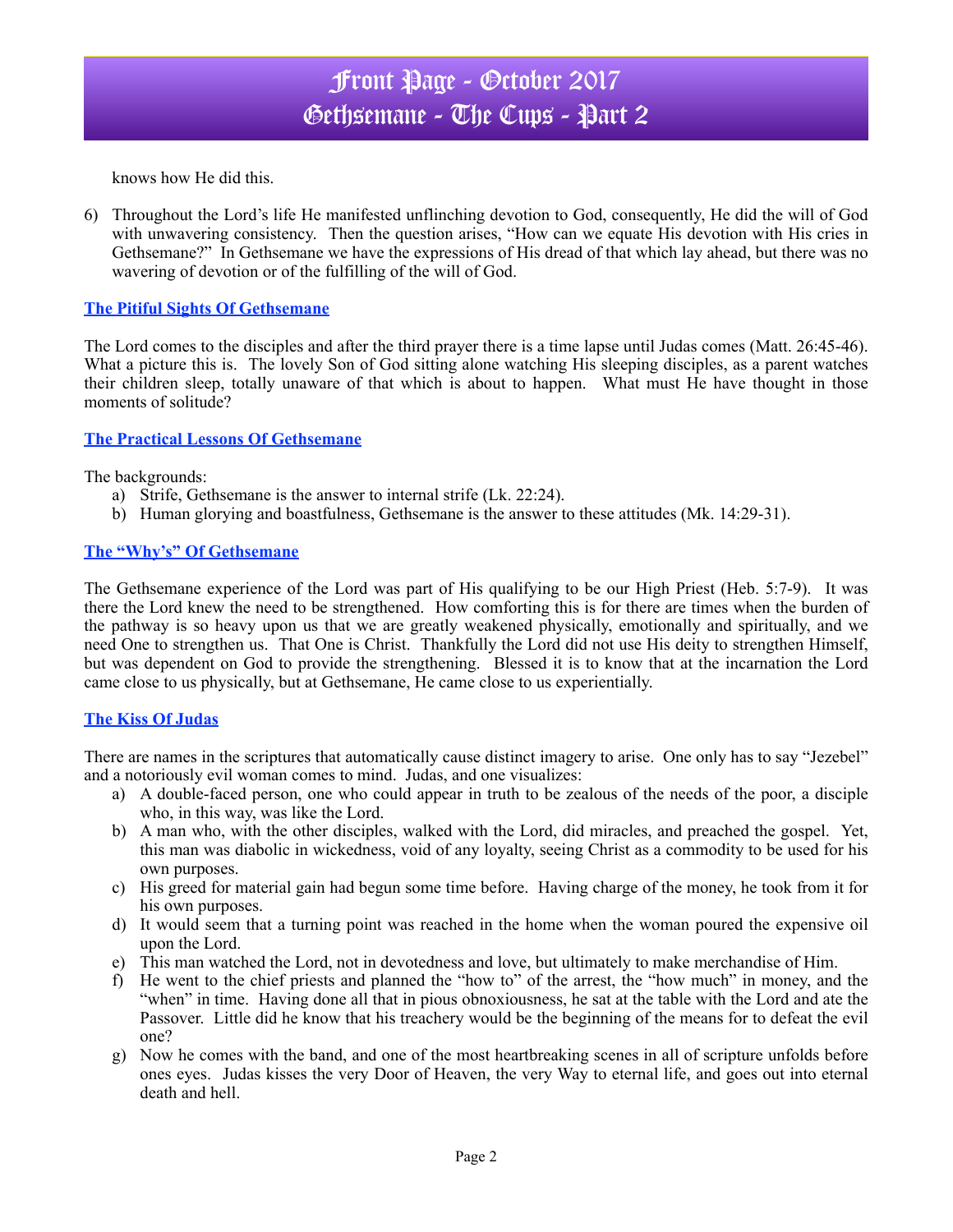knows how He did this.

6) Throughout the Lord's life He manifested unflinching devotion to God, consequently, He did the will of God with unwavering consistency. Then the question arises, "How can we equate His devotion with His cries in Gethsemane?" In Gethsemane we have the expressions of His dread of that which lay ahead, but there was no wavering of devotion or of the fulfilling of the will of God.

## The Pitiful Sights Of Gethsemane

The Lord comes to the disciples and after the third prayer there is a time lapse until Judas comes (Matt. 26:45-46). What a picture this is. The lovely Son of God sitting alone watching His sleeping disciples, as a parent watches their children sleep, totally unaware of that which is about to happen. What must He have thought in those moments of solitude?

## The Practical Lessons Of Gethsemane

The backgrounds:

a) Strife, Gethsemane is the answer to internal strife (Lk. 22:24).
b) Human glorying and boastfulness, Gethsemane is the answer to these attitudes (Mk. 14:29-31).

## The "Why's" Of Gethsemane

The Gethsemane experience of the Lord was part of His qualifying to be our High Priest (Heb. 5:7-9). It was there the Lord knew the need to be strengthened. How comforting this is for there are times when the burden of the pathway is so heavy upon us that we are greatly weakened physically, emotionally and spiritually, and we need One to strengthen us. That One is Christ. Thankfully the Lord did not use His deity to strengthen Himself, but was dependent on God to provide the strengthening. Blessed it is to know that at the incarnation the Lord came close to us physically, but at Gethsemane, He came close to us experientially.

## The Kiss Of Judas

There are names in the scriptures that automatically cause distinct imagery to arise. One only has to say "Jezebel" and a notoriously evil woman comes to mind. Judas, and one visualizes:

a) A double-faced person, one who could appear in truth to be zealous of the needs of the poor, a disciple who, in this way, was like the Lord.
b) A man who, with the other disciples, walked with the Lord, did miracles, and preached the gospel. Yet, this man was diabolic in wickedness, void of any loyalty, seeing Christ as a commodity to be used for his own purposes.
c) His greed for material gain had begun some time before. Having charge of the money, he took from it for his own purposes.
d) It would seem that a turning point was reached in the home when the woman poured the expensive oil upon the Lord.
e) This man watched the Lord, not in devotedness and love, but ultimately to make merchandise of Him.
f) He went to the chief priests and planned the "how to" of the arrest, the "how much" in money, and the "when" in time. Having done all that in pious obnoxiousness, he sat at the table with the Lord and ate the Passover. Little did he know that his treachery would be the beginning of the means for to defeat the evil one?
g) Now he comes with the band, and one of the most heartbreaking scenes in all of scripture unfolds before ones eyes. Judas kisses the very Door of Heaven, the very Way to eternal life, and goes out into eternal death and hell.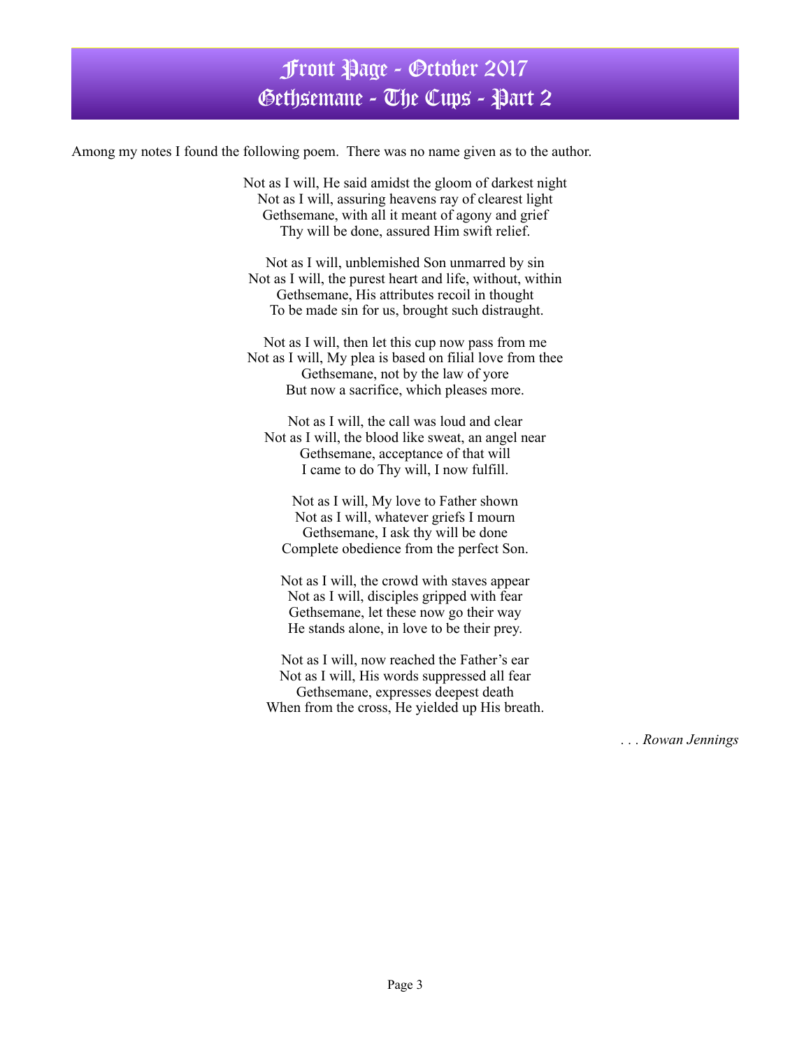# Front Page - October 2017
# Gethsemane - The Cups - Part 2

Among my notes I found the following poem. There was no name given as to the author.

Not as I will, He said amidst the gloom of darkest night
Not as I will, assuring heavens ray of clearest light
Gethsemane, with all it meant of agony and grief
Thy will be done, assured Him swift relief.

Not as I will, unblemished Son unmarred by sin
Not as I will, the purest heart and life, without, within
Gethsemane, His attributes recoil in thought
To be made sin for us, brought such distraught.

Not as I will, then let this cup now pass from me
Not as I will, My plea is based on filial love from thee
Gethsemane, not by the law of yore
But now a sacrifice, which pleases more.

Not as I will, the call was loud and clear
Not as I will, the blood like sweat, an angel near
Gethsemane, acceptance of that will
I came to do Thy will, I now fulfill.

Not as I will, My love to Father shown
Not as I will, whatever griefs I mourn
Gethsemane, I ask thy will be done
Complete obedience from the perfect Son.

Not as I will, the crowd with staves appear
Not as I will, disciples gripped with fear
Gethsemane, let these now go their way
He stands alone, in love to be their prey.

Not as I will, now reached the Father's ear
Not as I will, His words suppressed all fear
Gethsemane, expresses deepest death
When from the cross, He yielded up His breath.

*. . . Rowan Jennings*